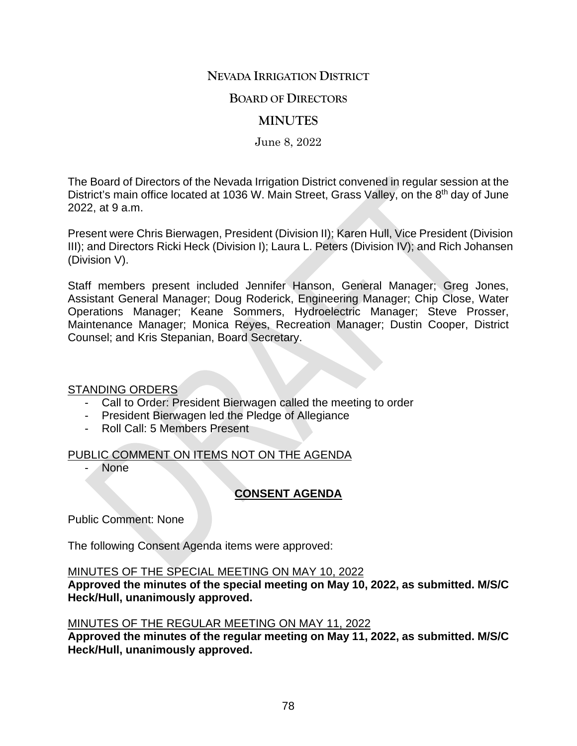# NEVADA IRRIGATION DISTRICT

## BOARD OF DIRECTORS

## MINUTES

June 8, 2022

The Board of Directors of the Nevada Irrigation District convened in regular session at the District's main office located at 1036 W. Main Street, Grass Valley, on the 8th day of June 2022, at 9 a.m.

Present were Chris Bierwagen, President (Division II); Karen Hull, Vice President (Division III); and Directors Ricki Heck (Division I); Laura L. Peters (Division IV); and Rich Johansen (Division V).

Staff members present included Jennifer Hanson, General Manager; Greg Jones, Assistant General Manager; Doug Roderick, Engineering Manager; Chip Close, Water Operations Manager; Keane Sommers, Hydroelectric Manager; Steve Prosser, Maintenance Manager; Monica Reyes, Recreation Manager; Dustin Cooper, District Counsel; and Kris Stepanian, Board Secretary.

STANDING ORDERS

- Call to Order: President Bierwagen called the meeting to order
- President Bierwagen led the Pledge of Allegiance
- Roll Call: 5 Members Present

PUBLIC COMMENT ON ITEMS NOT ON THE AGENDA

- None

**CONSENT AGENDA**

Public Comment: None

The following Consent Agenda items were approved:

MINUTES OF THE SPECIAL MEETING ON MAY 10, 2022

**Approved the minutes of the special meeting on May 10, 2022, as submitted. M/S/C Heck/Hull, unanimously approved.**

MINUTES OF THE REGULAR MEETING ON MAY 11, 2022

**Approved the minutes of the regular meeting on May 11, 2022, as submitted. M/S/C Heck/Hull, unanimously approved.**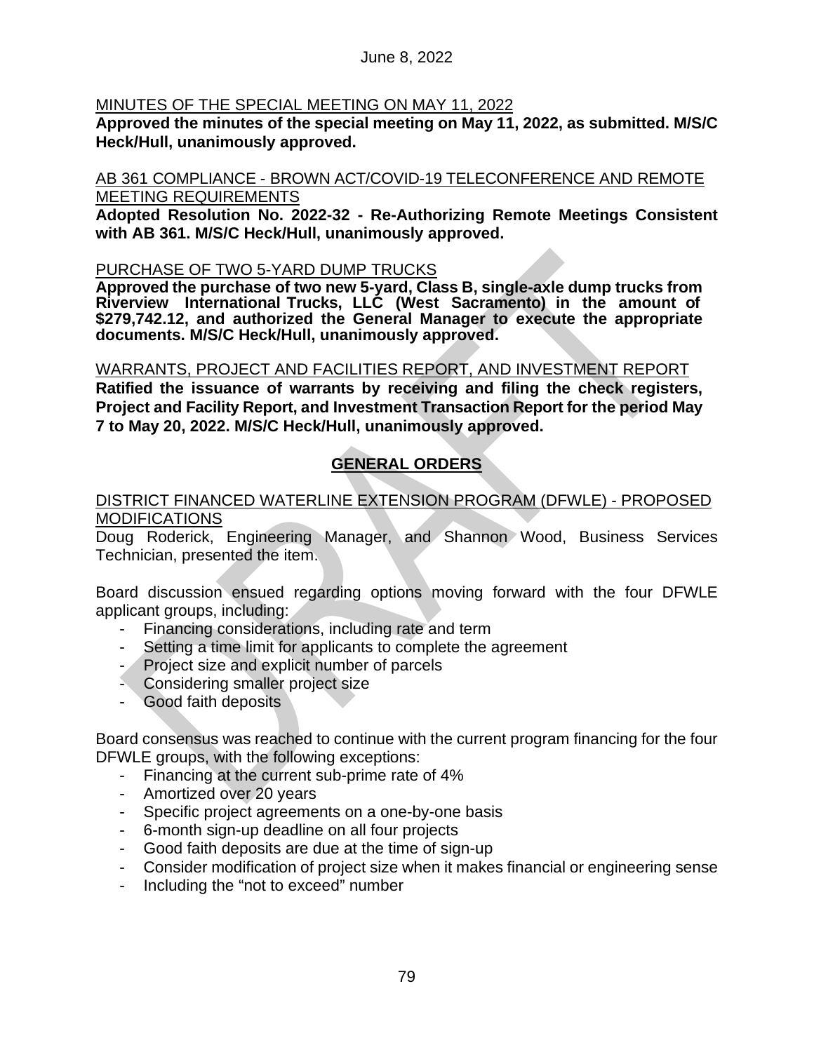June 8, 2022

MINUTES OF THE SPECIAL MEETING ON MAY 11, 2022

**Approved the minutes of the special meeting on May 11, 2022, as submitted. M/S/C Heck/Hull, unanimously approved.**

AB 361 COMPLIANCE - BROWN ACT/COVID-19 TELECONFERENCE AND REMOTE MEETING REQUIREMENTS

**Adopted Resolution No. 2022-32 - Re-Authorizing Remote Meetings Consistent with AB 361. M/S/C Heck/Hull, unanimously approved.**

PURCHASE OF TWO 5-YARD DUMP TRUCKS

**Approved the purchase of two new 5-yard, Class B, single-axle dump trucks from Riverview International Trucks, LLC (West Sacramento) in the amount of $279,742.12, and authorized the General Manager to execute the appropriate documents. M/S/C Heck/Hull, unanimously approved.**

WARRANTS, PROJECT AND FACILITIES REPORT, AND INVESTMENT REPORT

**Ratified the issuance of warrants by receiving and filing the check registers, Project and Facility Report, and Investment Transaction Report for the period May 7 to May 20, 2022. M/S/C Heck/Hull, unanimously approved.**

## GENERAL ORDERS

DISTRICT FINANCED WATERLINE EXTENSION PROGRAM (DFWLE) - PROPOSED MODIFICATIONS

Doug Roderick, Engineering Manager, and Shannon Wood, Business Services Technician, presented the item.

Board discussion ensued regarding options moving forward with the four DFWLE applicant groups, including:

- Financing considerations, including rate and term
- Setting a time limit for applicants to complete the agreement
- Project size and explicit number of parcels
- Considering smaller project size
- Good faith deposits

Board consensus was reached to continue with the current program financing for the four DFWLE groups, with the following exceptions:

- Financing at the current sub-prime rate of 4%
- Amortized over 20 years
- Specific project agreements on a one-by-one basis
- 6-month sign-up deadline on all four projects
- Good faith deposits are due at the time of sign-up
- Consider modification of project size when it makes financial or engineering sense
- Including the “not to exceed” number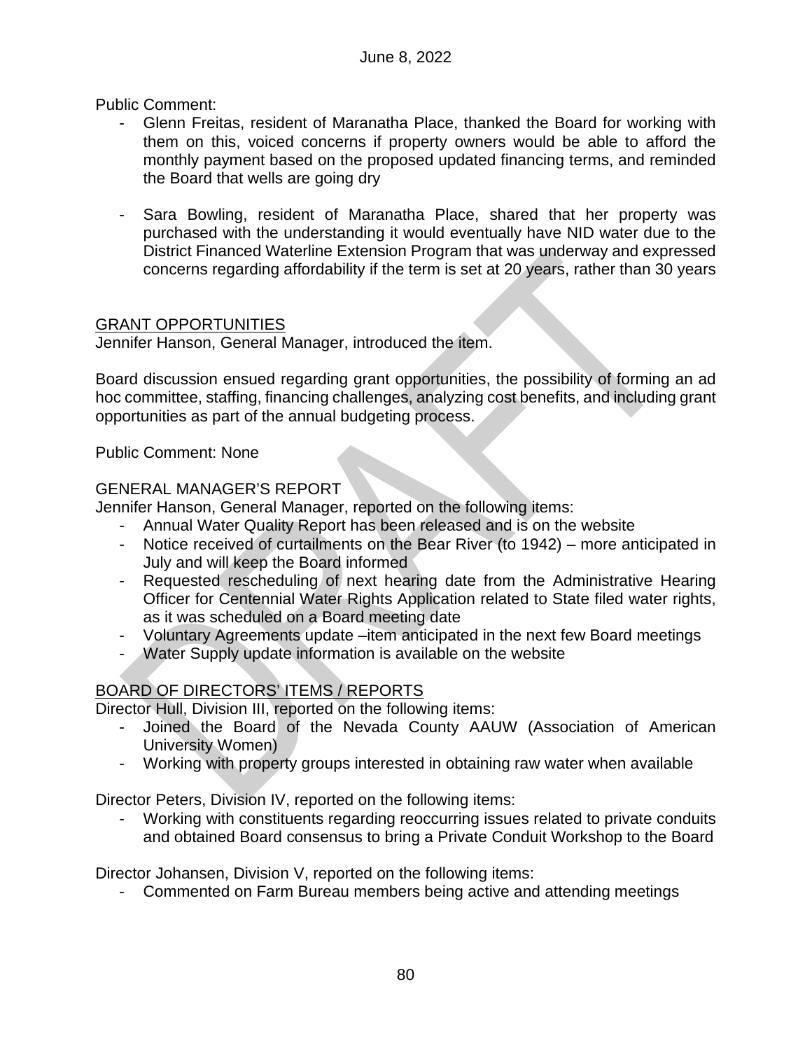Public Comment:

- Glenn Freitas, resident of Maranatha Place, thanked the Board for working with them on this, voiced concerns if property owners would be able to afford the monthly payment based on the proposed updated financing terms, and reminded the Board that wells are going dry

- Sara Bowling, resident of Maranatha Place, shared that her property was purchased with the understanding it would eventually have NID water due to the District Financed Waterline Extension Program that was underway and expressed concerns regarding affordability if the term is set at 20 years, rather than 30 years

## GRANT OPPORTUNITIES

Jennifer Hanson, General Manager, introduced the item.

Board discussion ensued regarding grant opportunities, the possibility of forming an ad hoc committee, staffing, financing challenges, analyzing cost benefits, and including grant opportunities as part of the annual budgeting process.

Public Comment: None

## GENERAL MANAGER'S REPORT

Jennifer Hanson, General Manager, reported on the following items:

- Annual Water Quality Report has been released and is on the website
- Notice received of curtailments on the Bear River (to 1942) – more anticipated in July and will keep the Board informed
- Requested rescheduling of next hearing date from the Administrative Hearing Officer for Centennial Water Rights Application related to State filed water rights, as it was scheduled on a Board meeting date
- Voluntary Agreements update –item anticipated in the next few Board meetings
- Water Supply update information is available on the website

## BOARD OF DIRECTORS' ITEMS / REPORTS

Director Hull, Division III, reported on the following items:

- Joined the Board of the Nevada County AAUW (Association of American University Women)
- Working with property groups interested in obtaining raw water when available

Director Peters, Division IV, reported on the following items:

- Working with constituents regarding reoccurring issues related to private conduits and obtained Board consensus to bring a Private Conduit Workshop to the Board

Director Johansen, Division V, reported on the following items:

- Commented on Farm Bureau members being active and attending meetings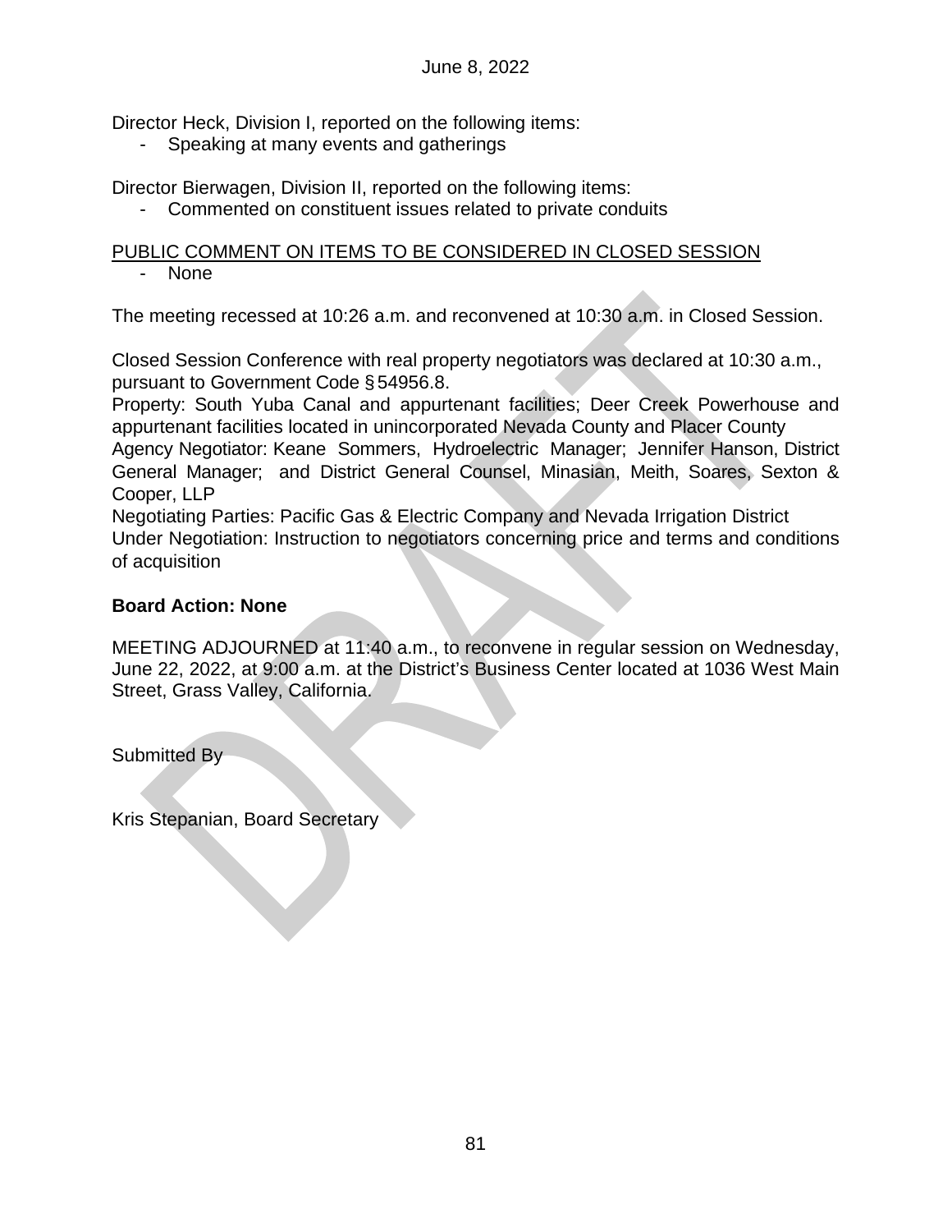Director Heck, Division I, reported on the following items:

- Speaking at many events and gatherings

Director Bierwagen, Division II, reported on the following items:

- Commented on constituent issues related to private conduits

PUBLIC COMMENT ON ITEMS TO BE CONSIDERED IN CLOSED SESSION

- None

The meeting recessed at 10:26 a.m. and reconvened at 10:30 a.m. in Closed Session.

Closed Session Conference with real property negotiators was declared at 10:30 a.m., pursuant to Government Code § 54956.8.
Property: South Yuba Canal and appurtenant facilities; Deer Creek Powerhouse and appurtenant facilities located in unincorporated Nevada County and Placer County
Agency Negotiator: Keane Sommers, Hydroelectric Manager; Jennifer Hanson, District General Manager; and District General Counsel, Minasian, Meith, Soares, Sexton & Cooper, LLP
Negotiating Parties: Pacific Gas & Electric Company and Nevada Irrigation District
Under Negotiation: Instruction to negotiators concerning price and terms and conditions of acquisition

**Board Action: None**

MEETING ADJOURNED at 11:40 a.m., to reconvene in regular session on Wednesday, June 22, 2022, at 9:00 a.m. at the District's Business Center located at 1036 West Main Street, Grass Valley, California.

Submitted By

Kris Stepanian, Board Secretary